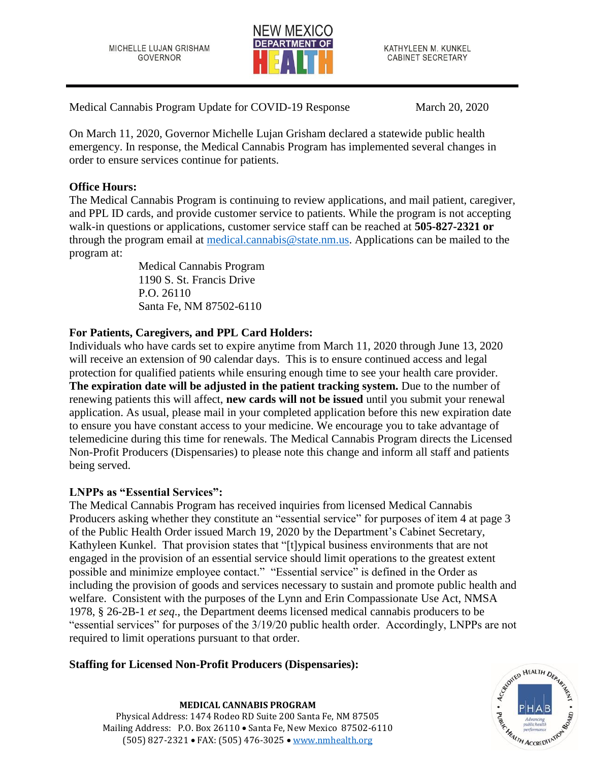MICHELLE LUJAN GRISHAM
GOVERNOR

NEW MEXICO DEPARTMENT OF HEALTH

KATHYLEEN M. KUNKEL
CABINET SECRETARY

Medical Cannabis Program Update for COVID-19 Response March 20, 2020

On March 11, 2020, Governor Michelle Lujan Grisham declared a statewide public health emergency. In response, the Medical Cannabis Program has implemented several changes in order to ensure services continue for patients.

**Office Hours:**
The Medical Cannabis Program is continuing to review applications, and mail patient, caregiver, and PPL ID cards, and provide customer service to patients. While the program is not accepting walk-in questions or applications, customer service staff can be reached at **505-827-2321 or** through the program email at medical.cannabis@state.nm.us. Applications can be mailed to the program at:

Medical Cannabis Program
1190 S. St. Francis Drive
P.O. 26110
Santa Fe, NM 87502-6110

**For Patients, Caregivers, and PPL Card Holders:**
Individuals who have cards set to expire anytime from March 11, 2020 through June 13, 2020 will receive an extension of 90 calendar days. This is to ensure continued access and legal protection for qualified patients while ensuring enough time to see your health care provider. **The expiration date will be adjusted in the patient tracking system.** Due to the number of renewing patients this will affect, **new cards will not be issued** until you submit your renewal application. As usual, please mail in your completed application before this new expiration date to ensure you have constant access to your medicine. We encourage you to take advantage of telemedicine during this time for renewals. The Medical Cannabis Program directs the Licensed Non-Profit Producers (Dispensaries) to please note this change and inform all staff and patients being served.

**LNPPs as "Essential Services":**
The Medical Cannabis Program has received inquiries from licensed Medical Cannabis Producers asking whether they constitute an "essential service" for purposes of item 4 at page 3 of the Public Health Order issued March 19, 2020 by the Department's Cabinet Secretary, Kathyleen Kunkel. That provision states that "[t]ypical business environments that are not engaged in the provision of an essential service should limit operations to the greatest extent possible and minimize employee contact." "Essential service" is defined in the Order as including the provision of goods and services necessary to sustain and promote public health and welfare. Consistent with the purposes of the Lynn and Erin Compassionate Use Act, NMSA 1978, § 26-2B-1 *et seq*., the Department deems licensed medical cannabis producers to be "essential services" for purposes of the 3/19/20 public health order. Accordingly, LNPPs are not required to limit operations pursuant to that order.

**Staffing for Licensed Non-Profit Producers (Dispensaries):**

**MEDICAL CANNABIS PROGRAM**
Physical Address: 1474 Rodeo RD Suite 200 Santa Fe, NM 87505
Mailing Address: P.O. Box 26110 • Santa Fe, New Mexico 87502-6110
(505) 827-2321 • FAX: (505) 476-3025 • www.nmhealth.org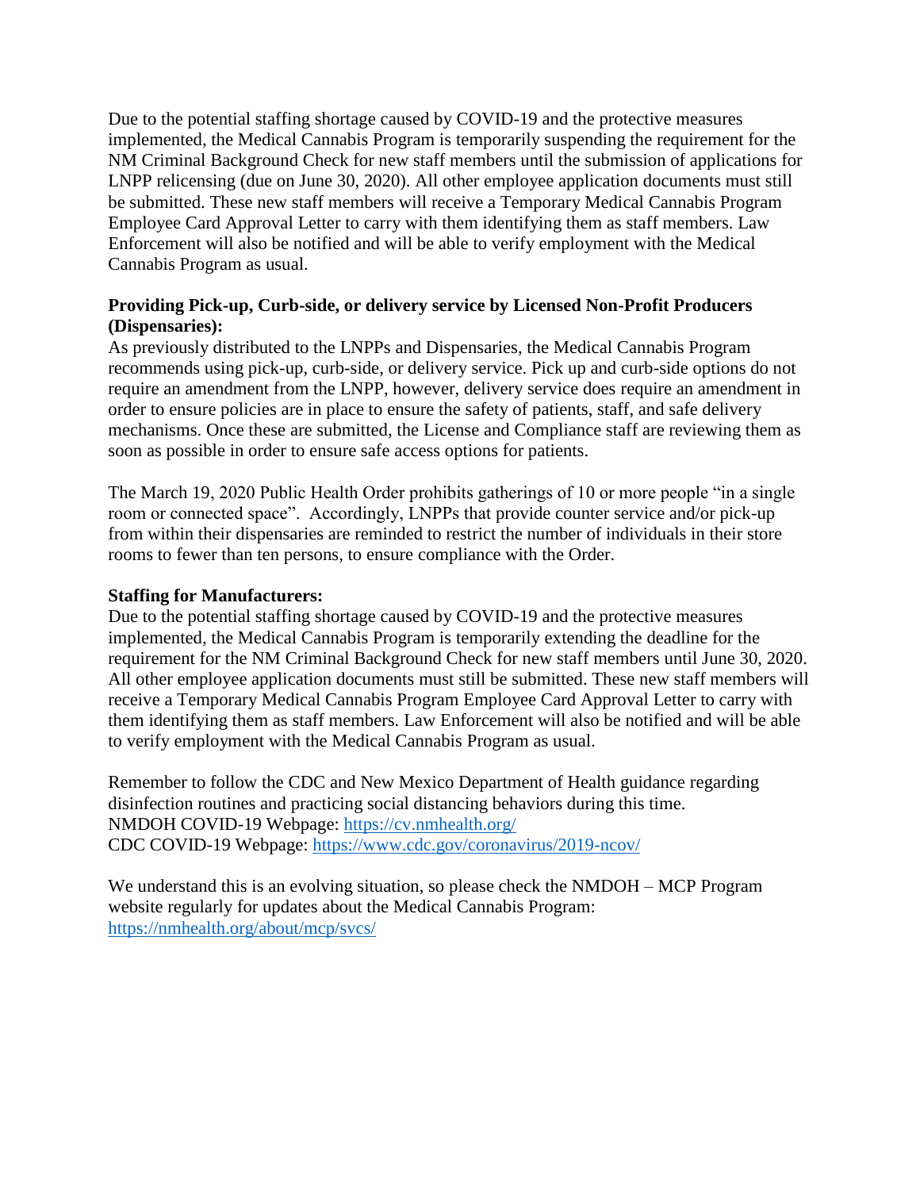Due to the potential staffing shortage caused by COVID-19 and the protective measures implemented, the Medical Cannabis Program is temporarily suspending the requirement for the NM Criminal Background Check for new staff members until the submission of applications for LNPP relicensing (due on June 30, 2020). All other employee application documents must still be submitted. These new staff members will receive a Temporary Medical Cannabis Program Employee Card Approval Letter to carry with them identifying them as staff members. Law Enforcement will also be notified and will be able to verify employment with the Medical Cannabis Program as usual.

**Providing Pick-up, Curb-side, or delivery service by Licensed Non-Profit Producers (Dispensaries):**

As previously distributed to the LNPPs and Dispensaries, the Medical Cannabis Program recommends using pick-up, curb-side, or delivery service. Pick up and curb-side options do not require an amendment from the LNPP, however, delivery service does require an amendment in order to ensure policies are in place to ensure the safety of patients, staff, and safe delivery mechanisms. Once these are submitted, the License and Compliance staff are reviewing them as soon as possible in order to ensure safe access options for patients.

The March 19, 2020 Public Health Order prohibits gatherings of 10 or more people "in a single room or connected space". Accordingly, LNPPs that provide counter service and/or pick-up from within their dispensaries are reminded to restrict the number of individuals in their store rooms to fewer than ten persons, to ensure compliance with the Order.

**Staffing for Manufacturers:**

Due to the potential staffing shortage caused by COVID-19 and the protective measures implemented, the Medical Cannabis Program is temporarily extending the deadline for the requirement for the NM Criminal Background Check for new staff members until June 30, 2020. All other employee application documents must still be submitted. These new staff members will receive a Temporary Medical Cannabis Program Employee Card Approval Letter to carry with them identifying them as staff members. Law Enforcement will also be notified and will be able to verify employment with the Medical Cannabis Program as usual.

Remember to follow the CDC and New Mexico Department of Health guidance regarding disinfection routines and practicing social distancing behaviors during this time.
NMDOH COVID-19 Webpage: https://cv.nmhealth.org/
CDC COVID-19 Webpage: https://www.cdc.gov/coronavirus/2019-ncov/

We understand this is an evolving situation, so please check the NMDOH – MCP Program website regularly for updates about the Medical Cannabis Program:
https://nmhealth.org/about/mcp/svcs/